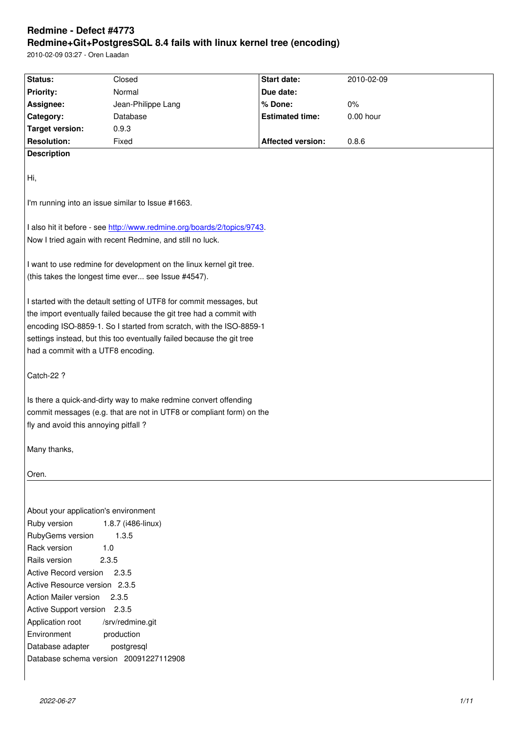# Redmine - Defect #4773

## Redmine+Git+PostgresSQL 8.4 fails with linux kernel tree (encoding)

2010-02-09 03:27 - Oren Laadan

| Status: | Closed | Start date: | 2010-02-09 |
|---|---|---|---|
| Priority: | Normal | Due date: | |
| Assignee: | Jean-Philippe Lang | % Done: | 0% |
| Category: | Database | Estimated time: | 0.00 hour |
| Target version: | 0.9.3 | | |
| Resolution: | Fixed | Affected version: | 0.8.6 |

**Description**

Hi,

I'm running into an issue similar to Issue #1663.

I also hit it before - see http://www.redmine.org/boards/2/topics/9743.
Now I tried again with recent Redmine, and still no luck.

I want to use redmine for development on the linux kernel git tree.
(this takes the longest time ever... see Issue #4547).

I started with the detault setting of UTF8 for commit messages, but
the import eventually failed because the git tree had a commit with
encoding ISO-8859-1. So I started from scratch, with the ISO-8859-1
settings instead, but this too eventually failed because the git tree
had a commit with a UTF8 encoding.

Catch-22 ?

Is there a quick-and-dirty way to make redmine convert offending
commit messages (e.g. that are not in UTF8 or compliant form) on the
fly and avoid this annoying pitfall ?

Many thanks,

Oren.

---

About your application's environment
Ruby version 1.8.7 (i486-linux)
RubyGems version 1.3.5
Rack version 1.0
Rails version 2.3.5
Active Record version 2.3.5
Active Resource version 2.3.5
Action Mailer version 2.3.5
Active Support version 2.3.5
Application root /srv/redmine.git
Environment production
Database adapter postgresql
Database schema version 20091227112908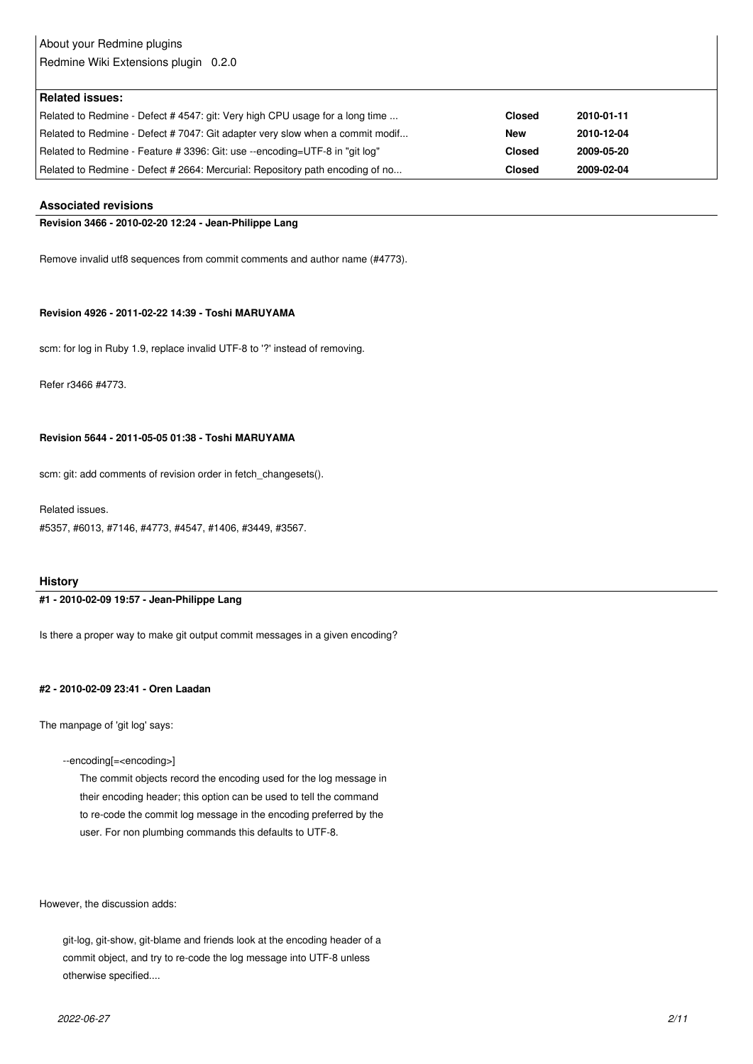About your Redmine plugins
Redmine Wiki Extensions plugin 0.2.0

**Related issues:**

| | | |
|---|---|---|
| Related to Redmine - Defect # 4547: git: Very high CPU usage for a long time ... | **Closed** | **2010-01-11** |
| Related to Redmine - Defect # 7047: Git adapter very slow when a commit modif... | **New** | **2010-12-04** |
| Related to Redmine - Feature # 3396: Git: use --encoding=UTF-8 in "git log" | **Closed** | **2009-05-20** |
| Related to Redmine - Defect # 2664: Mercurial: Repository path encoding of no... | **Closed** | **2009-02-04** |

## Associated revisions

### Revision 3466 - 2010-02-20 12:24 - Jean-Philippe Lang

Remove invalid utf8 sequences from commit comments and author name (#4773).

### Revision 4926 - 2011-02-22 14:39 - Toshi MARUYAMA

scm: for log in Ruby 1.9, replace invalid UTF-8 to '?' instead of removing.

Refer r3466 #4773.

### Revision 5644 - 2011-05-05 01:38 - Toshi MARUYAMA

scm: git: add comments of revision order in fetch_changesets().

Related issues.
#5357, #6013, #7146, #4773, #4547, #1406, #3449, #3567.

## History

### #1 - 2010-02-09 19:57 - Jean-Philippe Lang

Is there a proper way to make git output commit messages in a given encoding?

### #2 - 2010-02-09 23:41 - Oren Laadan

The manpage of 'git log' says:

```
--encoding[=<encoding>]
    The commit objects record the encoding used for the log message in
    their encoding header; this option can be used to tell the command
    to re-code the commit log message in the encoding preferred by the
    user. For non plumbing commands this defaults to UTF-8.
```

However, the discussion adds:

```
git-log, git-show, git-blame and friends look at the encoding header of a
commit object, and try to re-code the log message into UTF-8 unless
otherwise specified....
```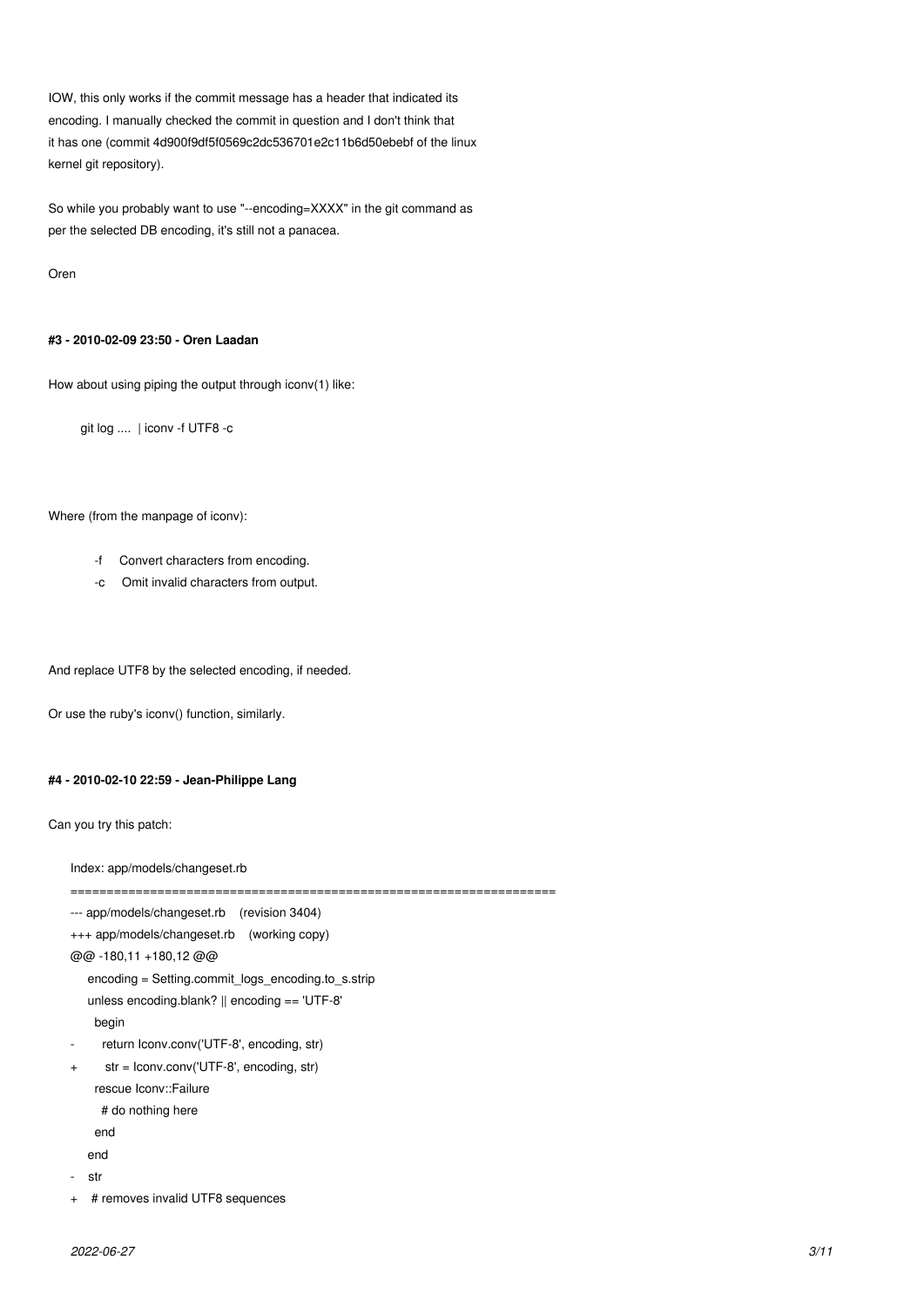IOW, this only works if the commit message has a header that indicated its encoding. I manually checked the commit in question and I don't think that it has one (commit 4d900f9df5f0569c2dc536701e2c11b6d50ebebf of the linux kernel git repository).

So while you probably want to use "--encoding=XXXX" in the git command as per the selected DB encoding, it's still not a panacea.

Oren

#### #3 - 2010-02-09 23:50 - Oren Laadan

How about using piping the output through iconv(1) like:

```
git log .... | iconv -f UTF8 -c
```

Where (from the manpage of iconv):

```
-f     Convert characters from encoding.
-c     Omit invalid characters from output.
```

And replace UTF8 by the selected encoding, if needed.

Or use the ruby's iconv() function, similarly.

#### #4 - 2010-02-10 22:59 - Jean-Philippe Lang

Can you try this patch:

```
Index: app/models/changeset.rb
===================================================================
--- app/models/changeset.rb    (revision 3404)
+++ app/models/changeset.rb    (working copy)
@@ -180,11 +180,12 @@
     encoding = Setting.commit_logs_encoding.to_s.strip
     unless encoding.blank? || encoding == 'UTF-8'
       begin
-        return Iconv.conv('UTF-8', encoding, str)
+        str = Iconv.conv('UTF-8', encoding, str)
       rescue Iconv::Failure
         # do nothing here
       end
     end
-    str
+    # removes invalid UTF8 sequences
```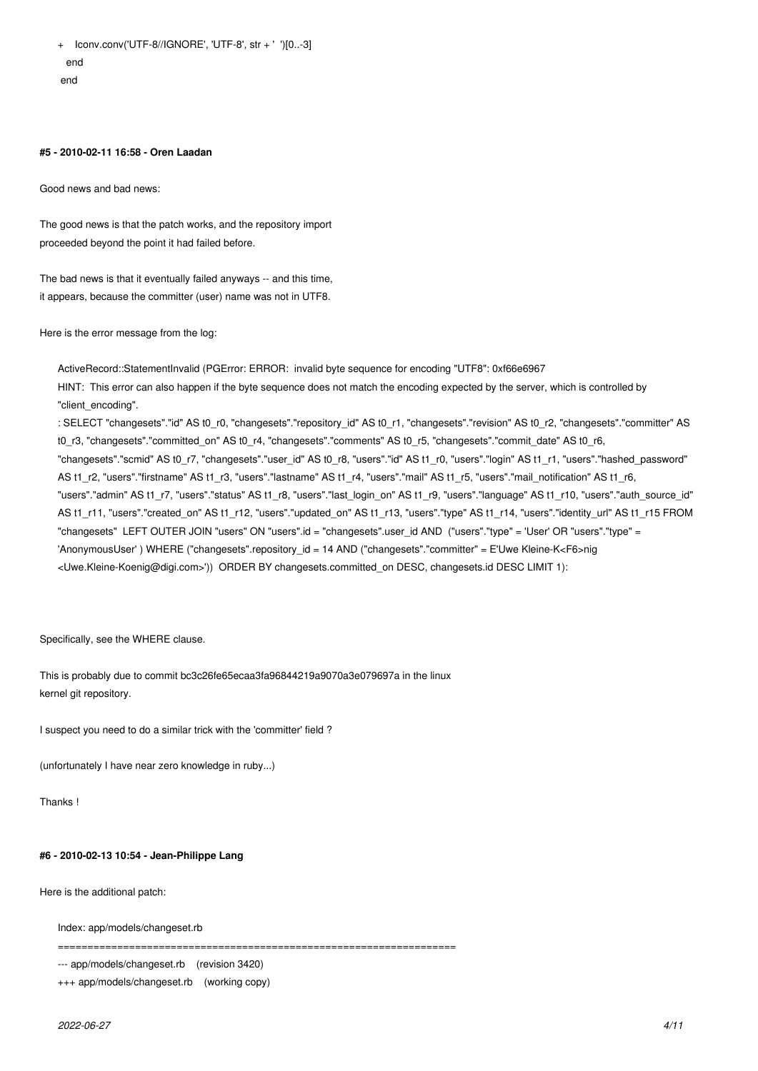```
+   Iconv.conv('UTF-8//IGNORE', 'UTF-8', str + '  ')[0..-3]
  end
end
```

#### #5 - 2010-02-11 16:58 - Oren Laadan

Good news and bad news:

The good news is that the patch works, and the repository import
proceeded beyond the point it had failed before.

The bad news is that it eventually failed anyways -- and this time,
it appears, because the committer (user) name was not in UTF8.

Here is the error message from the log:

```
ActiveRecord::StatementInvalid (PGError: ERROR:  invalid byte sequence for encoding "UTF8": 0xf66e6967
HINT:  This error can also happen if the byte sequence does not match the encoding expected by the server, which is controlled by
"client_encoding".
: SELECT "changesets"."id" AS t0_r0, "changesets"."repository_id" AS t0_r1, "changesets"."revision" AS t0_r2, "changesets"."committer" AS
t0_r3, "changesets"."committed_on" AS t0_r4, "changesets"."comments" AS t0_r5, "changesets"."commit_date" AS t0_r6,
"changesets"."scmid" AS t0_r7, "changesets"."user_id" AS t0_r8, "users"."id" AS t1_r0, "users"."login" AS t1_r1, "users"."hashed_password"
AS t1_r2, "users"."firstname" AS t1_r3, "users"."lastname" AS t1_r4, "users"."mail" AS t1_r5, "users"."mail_notification" AS t1_r6,
"users"."admin" AS t1_r7, "users"."status" AS t1_r8, "users"."last_login_on" AS t1_r9, "users"."language" AS t1_r10, "users"."auth_source_id"
AS t1_r11, "users"."created_on" AS t1_r12, "users"."updated_on" AS t1_r13, "users"."type" AS t1_r14, "users"."identity_url" AS t1_r15 FROM
"changesets"  LEFT OUTER JOIN "users" ON "users".id = "changesets".user_id AND  ("users"."type" = 'User' OR "users"."type" =
'AnonymousUser' ) WHERE ("changesets".repository_id = 14 AND ("changesets"."committer" = E'Uwe Kleine-K<F6>nig
<Uwe.Kleine-Koenig@digi.com>'))  ORDER BY changesets.committed_on DESC, changesets.id DESC LIMIT 1):
```

Specifically, see the WHERE clause.

This is probably due to commit bc3c26fe65ecaa3fa96844219a9070a3e079697a in the linux
kernel git repository.

I suspect you need to do a similar trick with the 'committer' field ?

(unfortunately I have near zero knowledge in ruby...)

Thanks !

#### #6 - 2010-02-13 10:54 - Jean-Philippe Lang

Here is the additional patch:

```
Index: app/models/changeset.rb
===================================================================
--- app/models/changeset.rb    (revision 3420)
+++ app/models/changeset.rb    (working copy)
```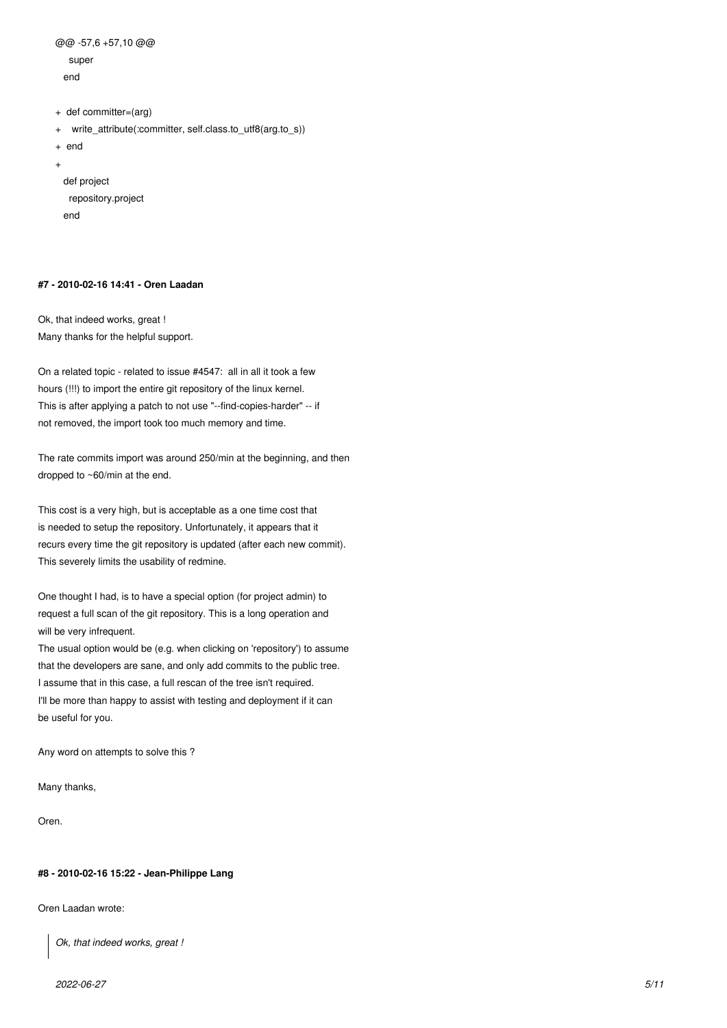```
@@ -57,6 +57,10 @@
     super
   end

+  def committer=(arg)
+    write_attribute(:committer, self.class.to_utf8(arg.to_s))
+  end
+
   def project
     repository.project
   end
```

#### #7 - 2010-02-16 14:41 - Oren Laadan

Ok, that indeed works, great !
Many thanks for the helpful support.

On a related topic - related to issue #4547: all in all it took a few hours (!!!) to import the entire git repository of the linux kernel. This is after applying a patch to not use "--find-copies-harder" -- if not removed, the import took too much memory and time.

The rate commits import was around 250/min at the beginning, and then dropped to ~60/min at the end.

This cost is a very high, but is acceptable as a one time cost that is needed to setup the repository. Unfortunately, it appears that it recurs every time the git repository is updated (after each new commit). This severely limits the usability of redmine.

One thought I had, is to have a special option (for project admin) to request a full scan of the git repository. This is a long operation and will be very infrequent.
The usual option would be (e.g. when clicking on 'repository') to assume that the developers are sane, and only add commits to the public tree. I assume that in this case, a full rescan of the tree isn't required.
I'll be more than happy to assist with testing and deployment if it can be useful for you.

Any word on attempts to solve this ?

Many thanks,

Oren.

#### #8 - 2010-02-16 15:22 - Jean-Philippe Lang

Oren Laadan wrote:

> *Ok, that indeed works, great !*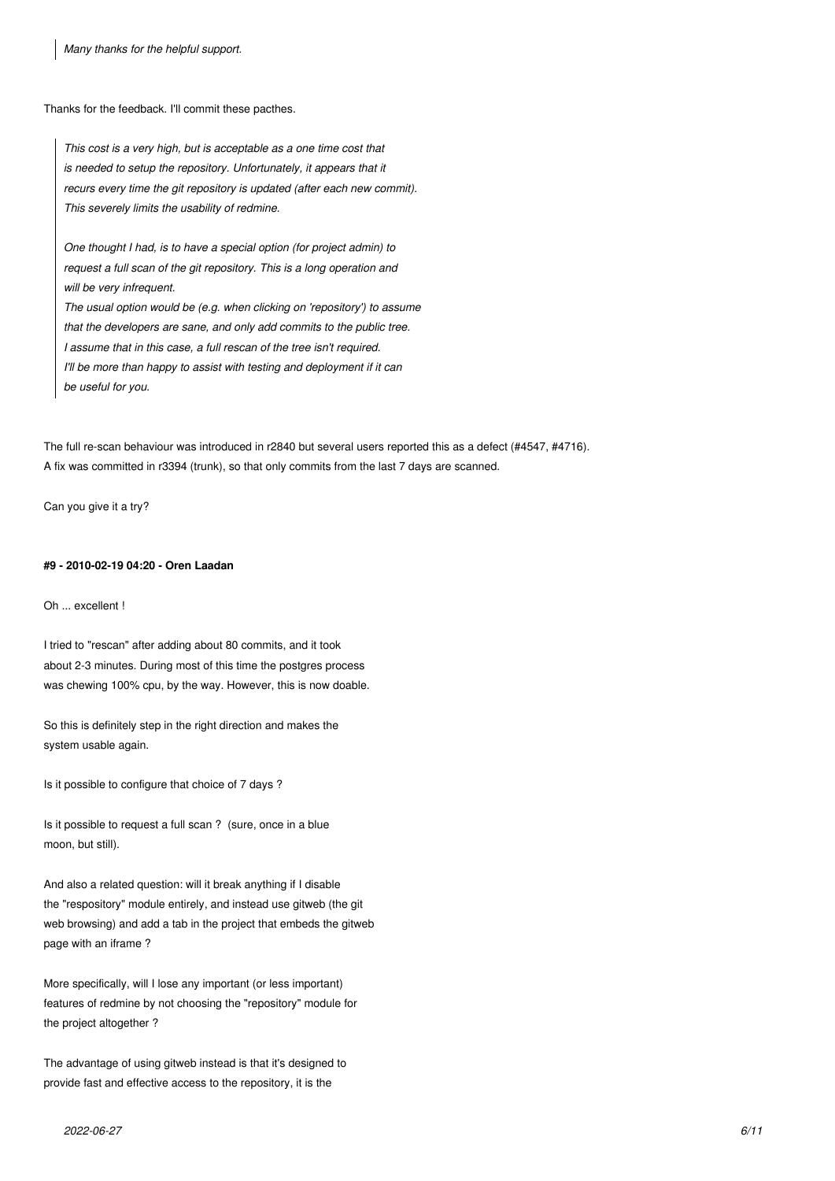> *Many thanks for the helpful support.*

Thanks for the feedback. I'll commit these pacthes.

> *This cost is a very high, but is acceptable as a one time cost that*
> *is needed to setup the repository. Unfortunately, it appears that it*
> *recurs every time the git repository is updated (after each new commit).*
> *This severely limits the usability of redmine.*
>
> *One thought I had, is to have a special option (for project admin) to*
> *request a full scan of the git repository. This is a long operation and*
> *will be very infrequent.*
> *The usual option would be (e.g. when clicking on 'repository') to assume*
> *that the developers are sane, and only add commits to the public tree.*
> *I assume that in this case, a full rescan of the tree isn't required.*
> *I'll be more than happy to assist with testing and deployment if it can*
> *be useful for you.*

The full re-scan behaviour was introduced in r2840 but several users reported this as a defect (#4547, #4716).
A fix was committed in r3394 (trunk), so that only commits from the last 7 days are scanned.

Can you give it a try?

#### #9 - 2010-02-19 04:20 - Oren Laadan

Oh ... excellent !

I tried to "rescan" after adding about 80 commits, and it took
about 2-3 minutes. During most of this time the postgres process
was chewing 100% cpu, by the way. However, this is now doable.

So this is definitely step in the right direction and makes the
system usable again.

Is it possible to configure that choice of 7 days ?

Is it possible to request a full scan ? (sure, once in a blue
moon, but still).

And also a related question: will it break anything if I disable
the "respository" module entirely, and instead use gitweb (the git
web browsing) and add a tab in the project that embeds the gitweb
page with an iframe ?

More specifically, will I lose any important (or less important)
features of redmine by not choosing the "repository" module for
the project altogether ?

The advantage of using gitweb instead is that it's designed to
provide fast and effective access to the repository, it is the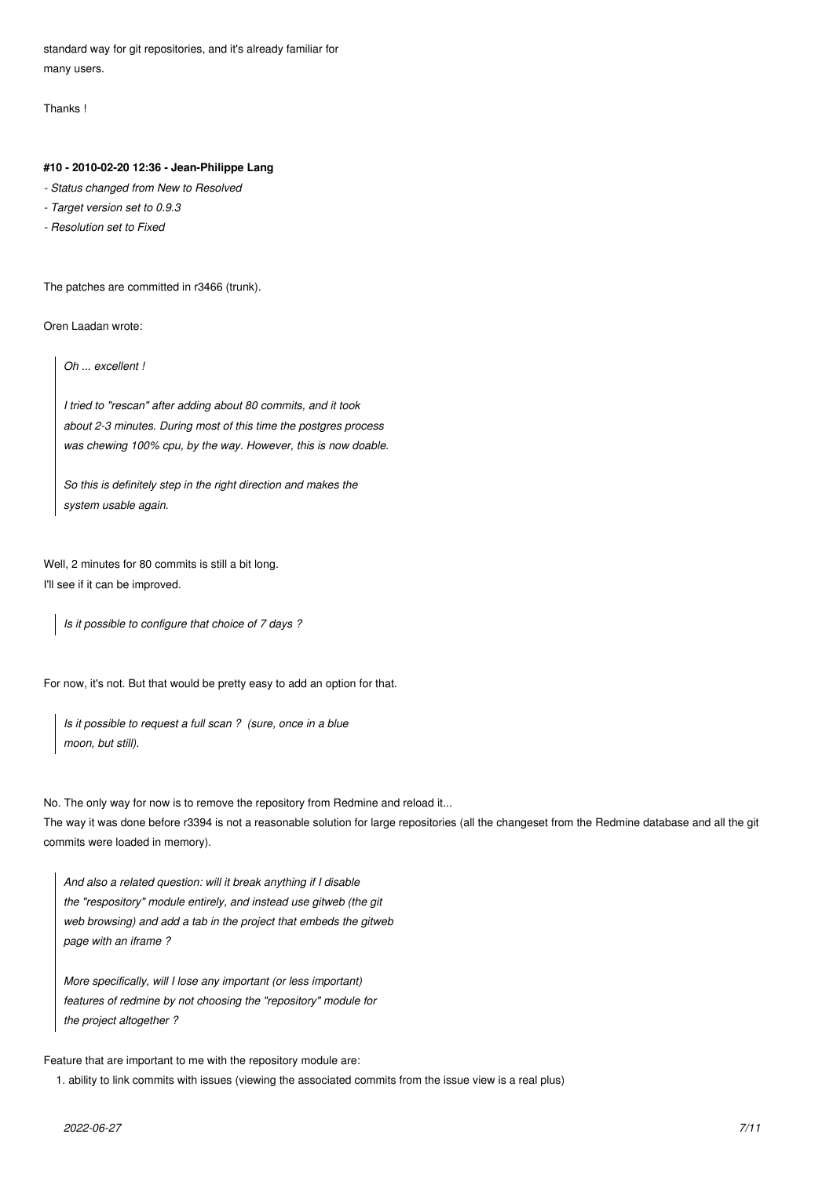standard way for git repositories, and it's already familiar for many users.

Thanks !

#### #10 - 2010-02-20 12:36 - Jean-Philippe Lang

*- Status changed from New to Resolved*

*- Target version set to 0.9.3*

*- Resolution set to Fixed*

The patches are committed in r3466 (trunk).

Oren Laadan wrote:

> *Oh ... excellent !*
>
> *I tried to "rescan" after adding about 80 commits, and it took about 2-3 minutes. During most of this time the postgres process was chewing 100% cpu, by the way. However, this is now doable.*
>
> *So this is definitely step in the right direction and makes the system usable again.*

Well, 2 minutes for 80 commits is still a bit long.
I'll see if it can be improved.

> *Is it possible to configure that choice of 7 days ?*

For now, it's not. But that would be pretty easy to add an option for that.

> *Is it possible to request a full scan ? (sure, once in a blue moon, but still).*

No. The only way for now is to remove the repository from Redmine and reload it...
The way it was done before r3394 is not a reasonable solution for large repositories (all the changeset from the Redmine database and all the git commits were loaded in memory).

> *And also a related question: will it break anything if I disable the "respository" module entirely, and instead use gitweb (the git web browsing) and add a tab in the project that embeds the gitweb page with an iframe ?*
>
> *More specifically, will I lose any important (or less important) features of redmine by not choosing the "repository" module for the project altogether ?*

Feature that are important to me with the repository module are:

1. ability to link commits with issues (viewing the associated commits from the issue view is a real plus)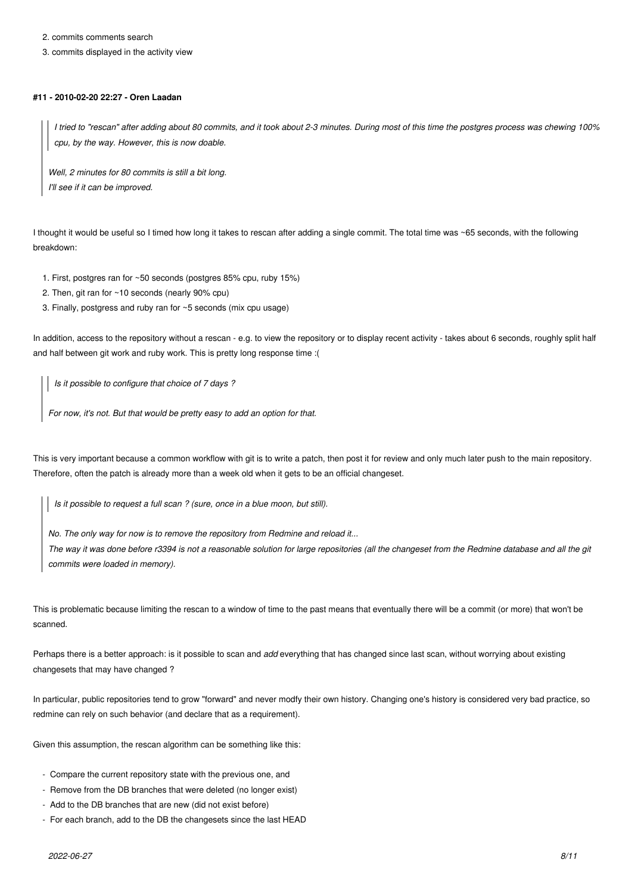2. commits comments search
3. commits displayed in the activity view

#### #11 - 2010-02-20 22:27 - Oren Laadan

> > *I tried to "rescan" after adding about 80 commits, and it took about 2-3 minutes. During most of this time the postgres process was chewing 100% cpu, by the way. However, this is now doable.*
>
> *Well, 2 minutes for 80 commits is still a bit long.*
> *I'll see if it can be improved.*

I thought it would be useful so I timed how long it takes to rescan after adding a single commit. The total time was ~65 seconds, with the following breakdown:

1. First, postgres ran for ~50 seconds (postgres 85% cpu, ruby 15%)
2. Then, git ran for ~10 seconds (nearly 90% cpu)
3. Finally, postgress and ruby ran for ~5 seconds (mix cpu usage)

In addition, access to the repository without a rescan - e.g. to view the repository or to display recent activity - takes about 6 seconds, roughly split half and half between git work and ruby work. This is pretty long response time :(

> > *Is it possible to configure that choice of 7 days ?*
>
> *For now, it's not. But that would be pretty easy to add an option for that.*

This is very important because a common workflow with git is to write a patch, then post it for review and only much later push to the main repository. Therefore, often the patch is already more than a week old when it gets to be an official changeset.

> > *Is it possible to request a full scan ? (sure, once in a blue moon, but still).*
>
> *No. The only way for now is to remove the repository from Redmine and reload it...*
> *The way it was done before r3394 is not a reasonable solution for large repositories (all the changeset from the Redmine database and all the git commits were loaded in memory).*

This is problematic because limiting the rescan to a window of time to the past means that eventually there will be a commit (or more) that won't be scanned.

Perhaps there is a better approach: is it possible to scan and *add* everything that has changed since last scan, without worrying about existing changesets that may have changed ?

In particular, public repositories tend to grow "forward" and never modfy their own history. Changing one's history is considered very bad practice, so redmine can rely on such behavior (and declare that as a requirement).

Given this assumption, the rescan algorithm can be something like this:

- Compare the current repository state with the previous one, and
- Remove from the DB branches that were deleted (no longer exist)
- Add to the DB branches that are new (did not exist before)
- For each branch, add to the DB the changesets since the last HEAD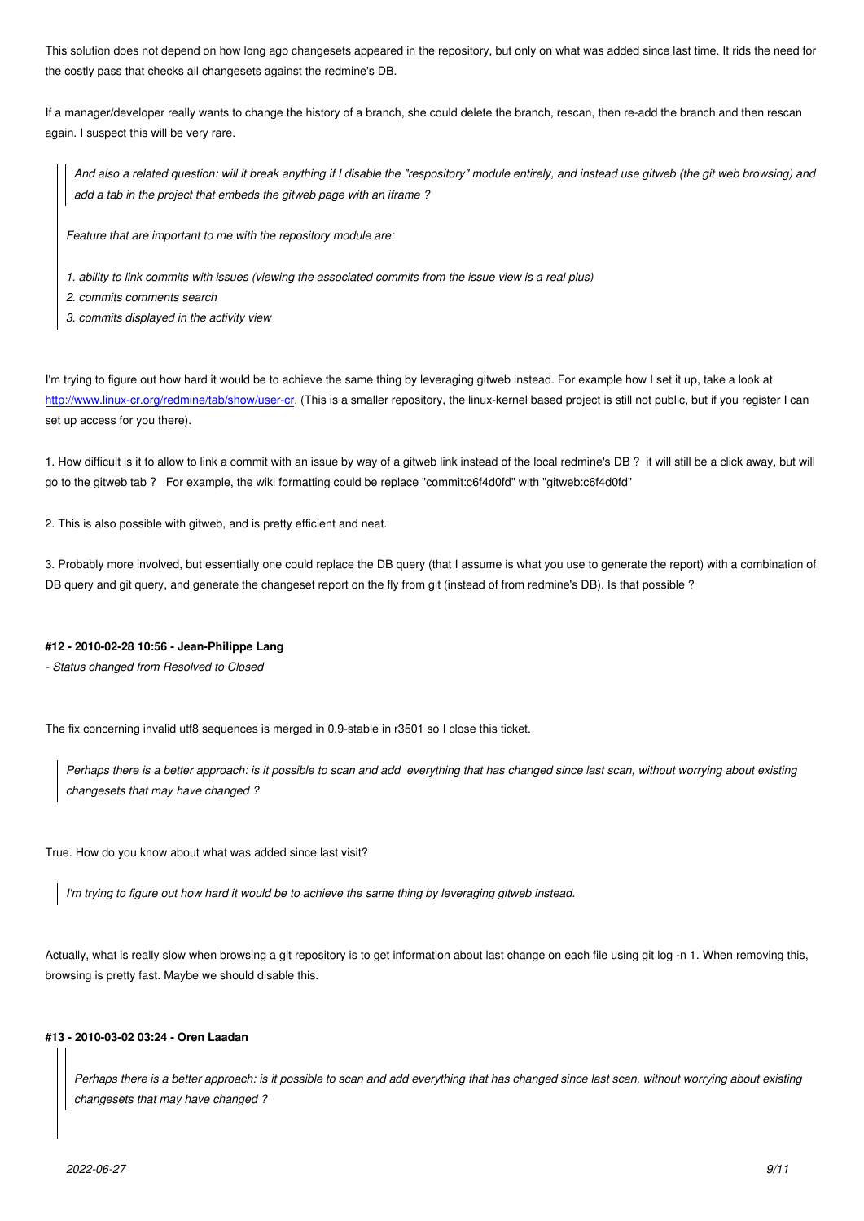This solution does not depend on how long ago changesets appeared in the repository, but only on what was added since last time. It rids the need for the costly pass that checks all changesets against the redmine's DB.

If a manager/developer really wants to change the history of a branch, she could delete the branch, rescan, then re-add the branch and then rescan again. I suspect this will be very rare.

> > *And also a related question: will it break anything if I disable the "respository" module entirely, and instead use gitweb (the git web browsing) and add a tab in the project that embeds the gitweb page with an iframe ?*
>
> *Feature that are important to me with the repository module are:*
>
> *1. ability to link commits with issues (viewing the associated commits from the issue view is a real plus)*
> *2. commits comments search*
> *3. commits displayed in the activity view*

I'm trying to figure out how hard it would be to achieve the same thing by leveraging gitweb instead. For example how I set it up, take a look at http://www.linux-cr.org/redmine/tab/show/user-cr. (This is a smaller repository, the linux-kernel based project is still not public, but if you register I can set up access for you there).

1. How difficult is it to allow to link a commit with an issue by way of a gitweb link instead of the local redmine's DB ? it will still be a click away, but will go to the gitweb tab ? For example, the wiki formatting could be replace "commit:c6f4d0fd" with "gitweb:c6f4d0fd"

2. This is also possible with gitweb, and is pretty efficient and neat.

3. Probably more involved, but essentially one could replace the DB query (that I assume is what you use to generate the report) with a combination of DB query and git query, and generate the changeset report on the fly from git (instead of from redmine's DB). Is that possible ?

#### #12 - 2010-02-28 10:56 - Jean-Philippe Lang

*- Status changed from Resolved to Closed*

The fix concerning invalid utf8 sequences is merged in 0.9-stable in r3501 so I close this ticket.

> *Perhaps there is a better approach: is it possible to scan and add everything that has changed since last scan, without worrying about existing changesets that may have changed ?*

True. How do you know about what was added since last visit?

> *I'm trying to figure out how hard it would be to achieve the same thing by leveraging gitweb instead.*

Actually, what is really slow when browsing a git repository is to get information about last change on each file using git log -n 1. When removing this, browsing is pretty fast. Maybe we should disable this.

#### #13 - 2010-03-02 03:24 - Oren Laadan

> > *Perhaps there is a better approach: is it possible to scan and add everything that has changed since last scan, without worrying about existing changesets that may have changed ?*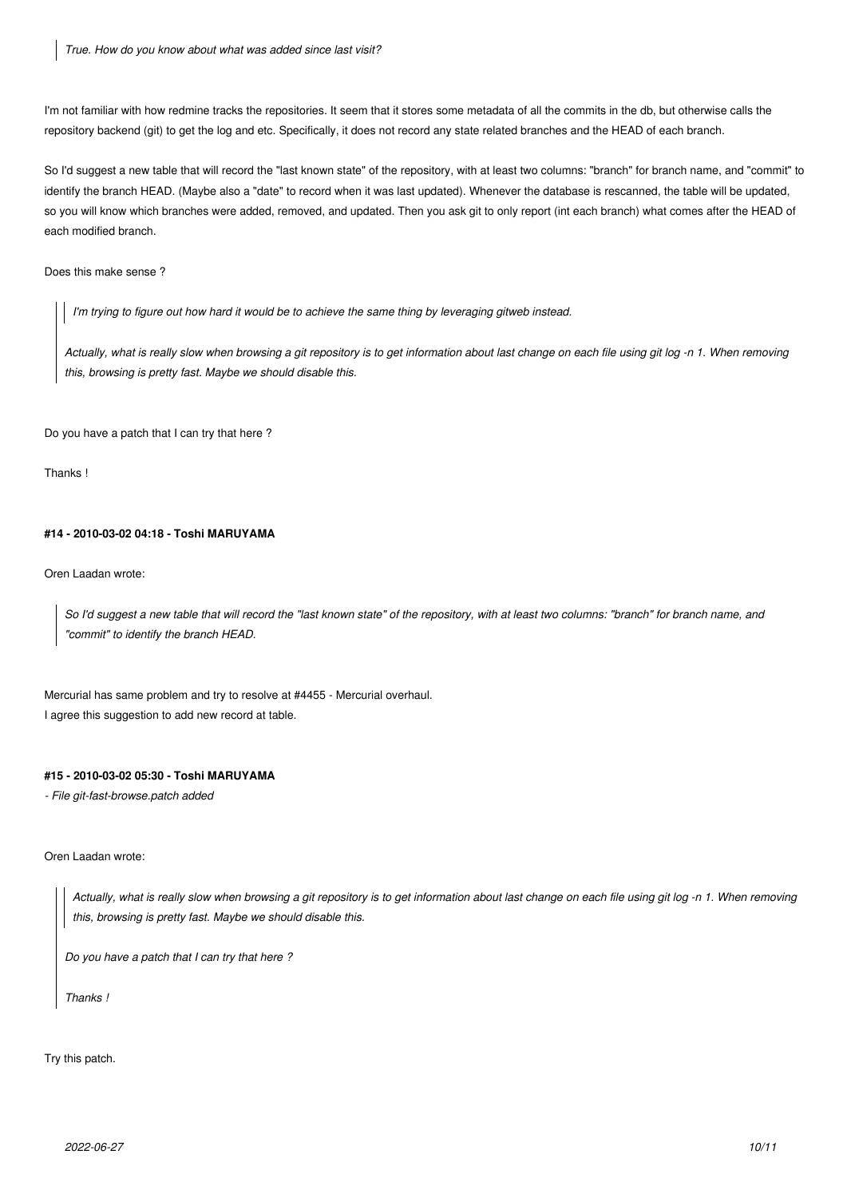> *True. How do you know about what was added since last visit?*

I'm not familiar with how redmine tracks the repositories. It seem that it stores some metadata of all the commits in the db, but otherwise calls the repository backend (git) to get the log and etc. Specifically, it does not record any state related branches and the HEAD of each branch.

So I'd suggest a new table that will record the "last known state" of the repository, with at least two columns: "branch" for branch name, and "commit" to identify the branch HEAD. (Maybe also a "date" to record when it was last updated). Whenever the database is rescanned, the table will be updated, so you will know which branches were added, removed, and updated. Then you ask git to only report (int each branch) what comes after the HEAD of each modified branch.

Does this make sense ?

> > *I'm trying to figure out how hard it would be to achieve the same thing by leveraging gitweb instead.*
>
> *Actually, what is really slow when browsing a git repository is to get information about last change on each file using git log -n 1. When removing this, browsing is pretty fast. Maybe we should disable this.*

Do you have a patch that I can try that here ?

Thanks !

#### #14 - 2010-03-02 04:18 - Toshi MARUYAMA

Oren Laadan wrote:

> *So I'd suggest a new table that will record the "last known state" of the repository, with at least two columns: "branch" for branch name, and "commit" to identify the branch HEAD.*

Mercurial has same problem and try to resolve at #4455 - Mercurial overhaul.
I agree this suggestion to add new record at table.

#### #15 - 2010-03-02 05:30 - Toshi MARUYAMA

*- File git-fast-browse.patch added*

Oren Laadan wrote:

> *Actually, what is really slow when browsing a git repository is to get information about last change on each file using git log -n 1. When removing this, browsing is pretty fast. Maybe we should disable this.*
>
> *Do you have a patch that I can try that here ?*
>
> *Thanks !*

Try this patch.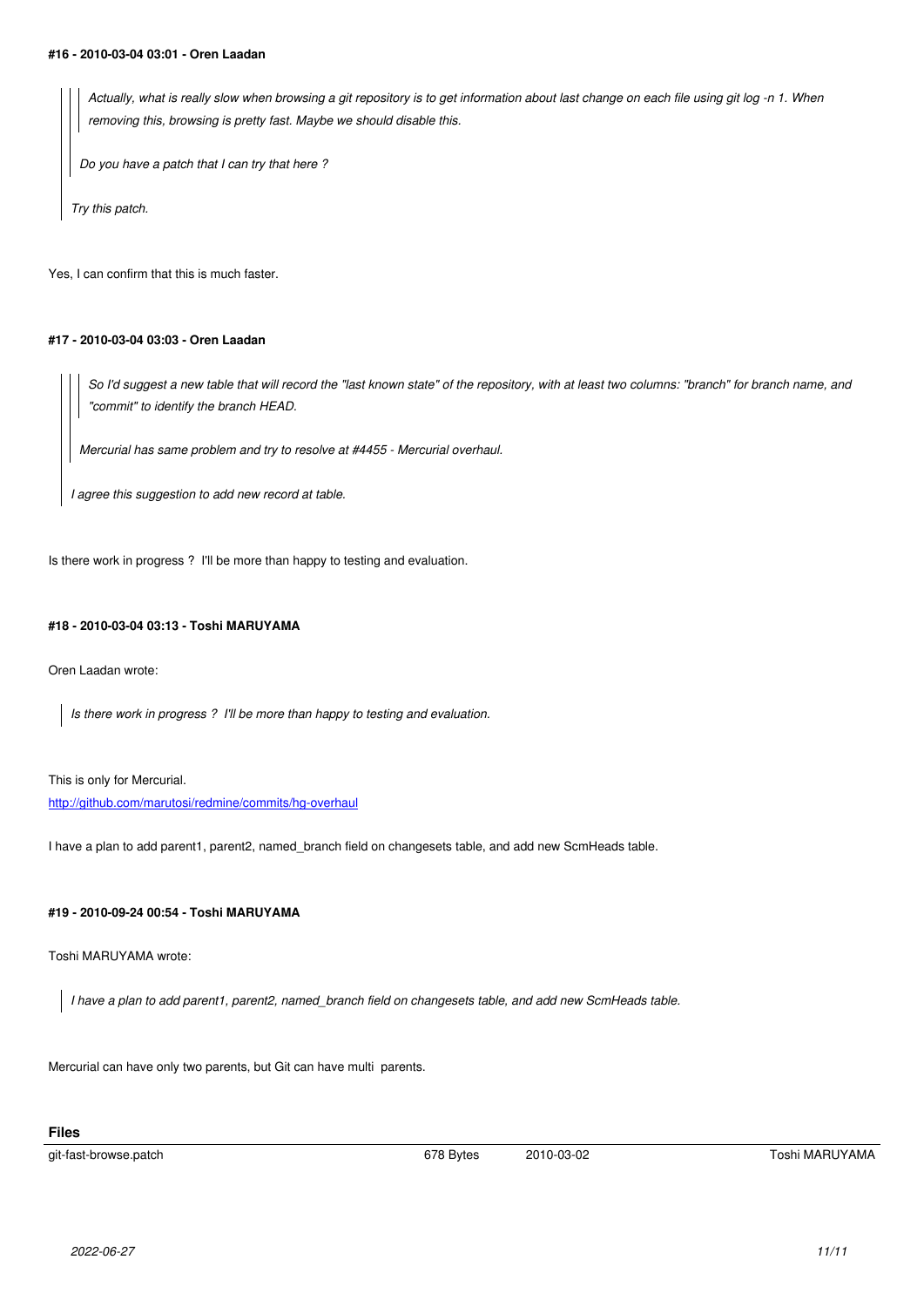#### #16 - 2010-03-04 03:01 - Oren Laadan

> > > *Actually, what is really slow when browsing a git repository is to get information about last change on each file using git log -n 1. When removing this, browsing is pretty fast. Maybe we should disable this.*
> >
> > *Do you have a patch that I can try that here ?*
>
> *Try this patch.*

Yes, I can confirm that this is much faster.

#### #17 - 2010-03-04 03:03 - Oren Laadan

> > > *So I'd suggest a new table that will record the "last known state" of the repository, with at least two columns: "branch" for branch name, and "commit" to identify the branch HEAD.*
> >
> > *Mercurial has same problem and try to resolve at #4455 - Mercurial overhaul.*
>
> *I agree this suggestion to add new record at table.*

Is there work in progress ? I'll be more than happy to testing and evaluation.

#### #18 - 2010-03-04 03:13 - Toshi MARUYAMA

Oren Laadan wrote:

> *Is there work in progress ? I'll be more than happy to testing and evaluation.*

This is only for Mercurial.
http://github.com/marutosi/redmine/commits/hg-overhaul

I have a plan to add parent1, parent2, named_branch field on changesets table, and add new ScmHeads table.

#### #19 - 2010-09-24 00:54 - Toshi MARUYAMA

Toshi MARUYAMA wrote:

> *I have a plan to add parent1, parent2, named_branch field on changesets table, and add new ScmHeads table.*

Mercurial can have only two parents, but Git can have multi parents.

**Files**

| | | | |
|---|---|---|---|
| git-fast-browse.patch | 678 Bytes | 2010-03-02 | Toshi MARUYAMA |